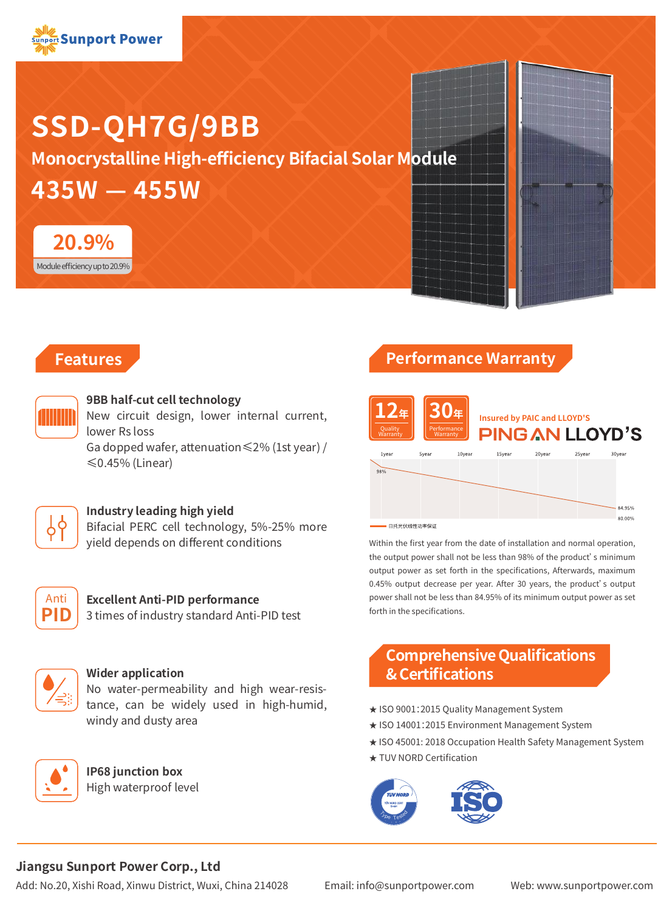Sunport Power

# SSD-QH7G/9BB

## Monocrystalline High-efficiency Bifacial Solar Module

## 435W — 455W

**20.9%**

Module efficiency up to 20.9%

## Features

**9BB half-cut cell technology**

New circuit design, lower internal current, lower Rs loss

Ga dopped wafer, attenuation≤2% (1st year) / ≤0.45% (Linear)

**Industry leading high yield**

Bifacial PERC cell technology, 5%-25% more yield depends on different conditions

**Excellent Anti-PID performance**

Anti PID

3 times of industry standard Anti-PID test

**Wider application**

No water-permeability and high wear-resistance, can be widely used in high-humid, windy and dusty area

**IP68 junction box**

High waterproof level

## Performance Warranty

12年 Quality Warranty

30年 Performance Warranty

Insured by PAIC and LLOYD'S

PING AN LLOYD'S

1year 5year 10year 15year 20year 25year 30year

98%

84.95%

80.00%

日托光伏线性功率保证

Within the first year from the date of installation and normal operation, the output power shall not be less than 98% of the product's minimum output power as set forth in the specifications, Afterwards, maximum 0.45% output decrease per year. After 30 years, the product's output power shall not be less than 84.95% of its minimum output power as set forth in the specifications.

## Comprehensive Qualifications & Certifications

★ ISO 9001:2015 Quality Management System

★ ISO 14001:2015 Environment Management System

★ ISO 45001: 2018 Occupation Health Safety Management System

★ TUV NORD Certification

TÜV NORD Type Tested

ISO

**Jiangsu Sunport Power Corp., Ltd**

Add: No.20, Xishi Road, Xinwu District, Wuxi, China 214028

Email: info@sunportpower.com

Web: www.sunportpower.com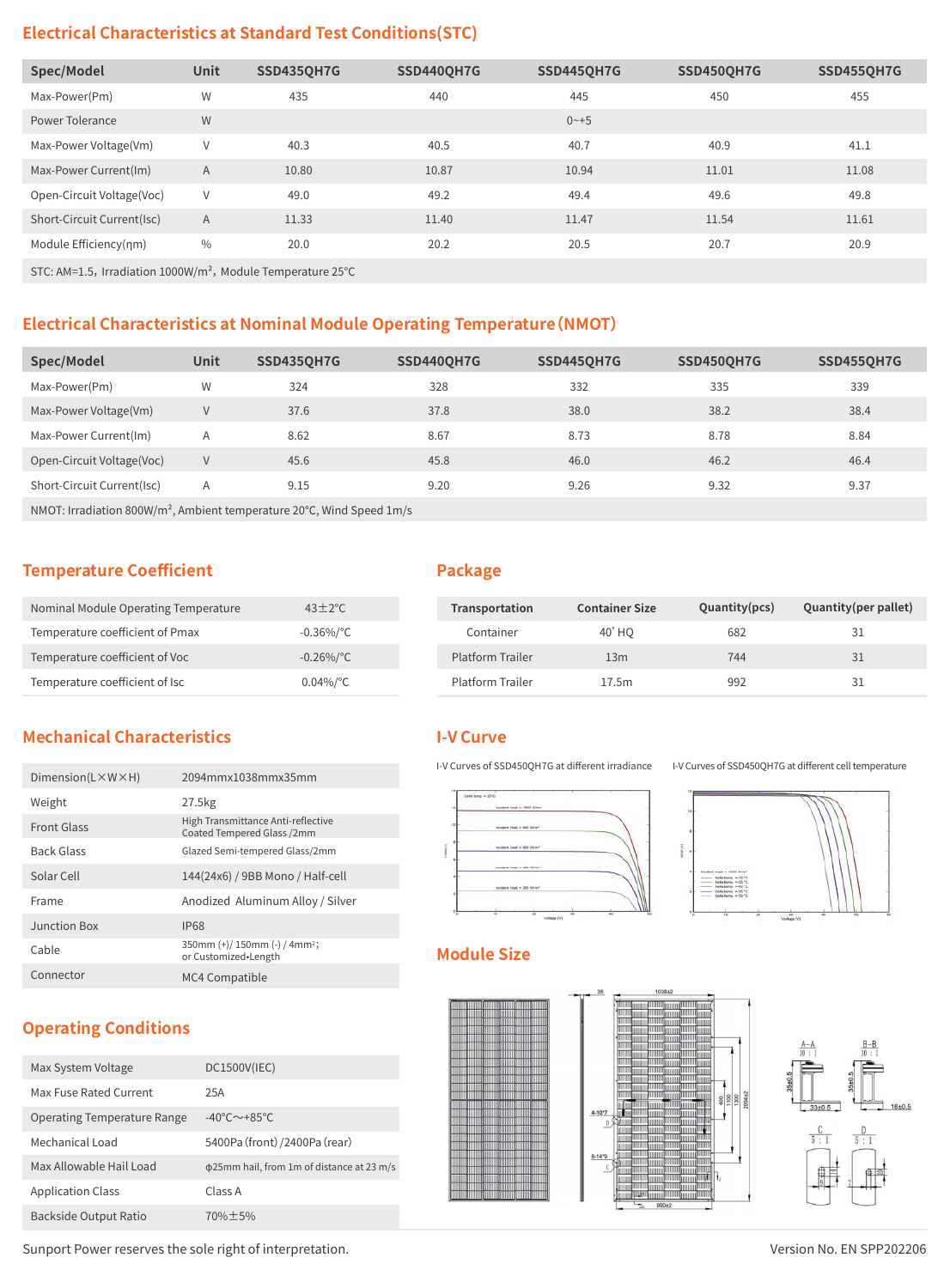## Electrical Characteristics at Standard Test Conditions(STC)

| Spec/Model | Unit | SSD435QH7G | SSD440QH7G | SSD445QH7G | SSD450QH7G | SSD455QH7G |
|---|---|---|---|---|---|---|
| Max-Power(Pm) | W | 435 | 440 | 445 | 450 | 455 |
| Power Tolerance | W | | | 0~+5 | | |
| Max-Power Voltage(Vm) | V | 40.3 | 40.5 | 40.7 | 40.9 | 41.1 |
| Max-Power Current(Im) | A | 10.80 | 10.87 | 10.94 | 11.01 | 11.08 |
| Open-Circuit Voltage(Voc) | V | 49.0 | 49.2 | 49.4 | 49.6 | 49.8 |
| Short-Circuit Current(Isc) | A | 11.33 | 11.40 | 11.47 | 11.54 | 11.61 |
| Module Efficiency(ηm) | % | 20.0 | 20.2 | 20.5 | 20.7 | 20.9 |

STC: AM=1.5，Irradiation 1000W/m²，Module Temperature 25°C

## Electrical Characteristics at Nominal Module Operating Temperature (NMOT)

| Spec/Model | Unit | SSD435QH7G | SSD440QH7G | SSD445QH7G | SSD450QH7G | SSD455QH7G |
|---|---|---|---|---|---|---|
| Max-Power(Pm) | W | 324 | 328 | 332 | 335 | 339 |
| Max-Power Voltage(Vm) | V | 37.6 | 37.8 | 38.0 | 38.2 | 38.4 |
| Max-Power Current(Im) | A | 8.62 | 8.67 | 8.73 | 8.78 | 8.84 |
| Open-Circuit Voltage(Voc) | V | 45.6 | 45.8 | 46.0 | 46.2 | 46.4 |
| Short-Circuit Current(Isc) | A | 9.15 | 9.20 | 9.26 | 9.32 | 9.37 |

NMOT: Irradiation 800W/m², Ambient temperature 20°C, Wind Speed 1m/s

## Temperature Coefficient

| | |
|---|---|
| Nominal Module Operating Temperature | 43±2°C |
| Temperature coefficient of Pmax | -0.36%/°C |
| Temperature coefficient of Voc | -0.26%/°C |
| Temperature coefficient of Isc | 0.04%/°C |

## Package

| Transportation | Container Size | Quantity(pcs) | Quantity(per pallet) |
|---|---|---|---|
| Container | 40' HQ | 682 | 31 |
| Platform Trailer | 13m | 744 | 31 |
| Platform Trailer | 17.5m | 992 | 31 |

## Mechanical Characteristics

| | |
|---|---|
| Dimension(L×W×H) | 2094mmx1038mmx35mm |
| Weight | 27.5kg |
| Front Glass | High Transmittance Anti-reflective Coated Tempered Glass /2mm |
| Back Glass | Glazed Semi-tempered Glass/2mm |
| Solar Cell | 144(24x6) / 9BB Mono / Half-cell |
| Frame | Anodized Aluminum Alloy / Silver |
| Junction Box | IP68 |
| Cable | 350mm (+)/ 150mm (-) / 4mm²; or Customized•Length |
| Connector | MC4 Compatible |

## I-V Curve

I-V Curves of SSD450QH7G at different irradiance

I-V Curves of SSD450QH7G at different cell temperature

## Operating Conditions

| | |
|---|---|
| Max System Voltage | DC1500V(IEC) |
| Max Fuse Rated Current | 25A |
| Operating Temperature Range | -40°C～+85°C |
| Mechanical Load | 5400Pa (front) /2400Pa (rear) |
| Max Allowable Hail Load | φ25mm hail, from 1m of distance at 23 m/s |
| Application Class | Class A |
| Backside Output Ratio | 70%±5% |

## Module Size

Sunport Power reserves the sole right of interpretation.

Version No. EN SPP202206